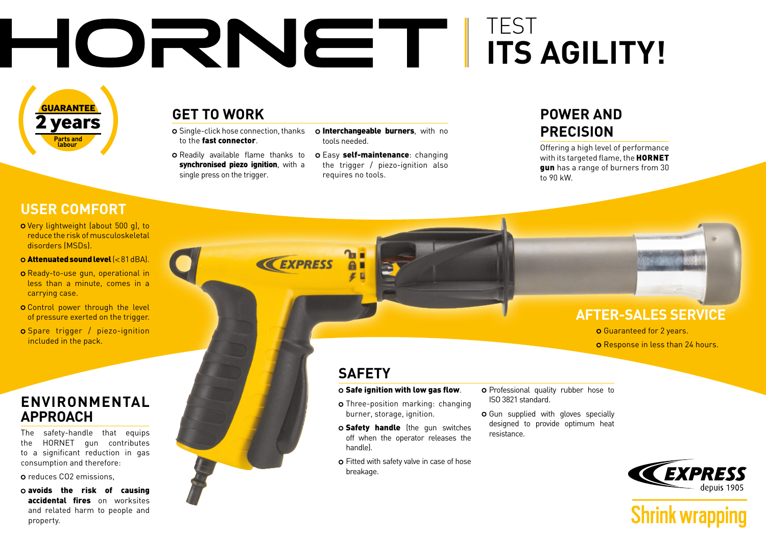# HORNET | TEST ITS AGILITY!

**GUARANTEE**
**2 years**
Parts and labour

## GET TO WORK

- Single-click hose connection, thanks to the **fast connector**.
- Readily available flame thanks to **synchronised piezo ignition**, with a single press on the trigger.
- **Interchangeable burners**, with no tools needed.
- Easy **self-maintenance**: changing the trigger / piezo-ignition also requires no tools.

## POWER AND PRECISION

Offering a high level of performance with its targeted flame, the **HORNET gun** has a range of burners from 30 to 90 kW.

## USER COMFORT

- Very lightweight (about 500 g), to reduce the risk of musculoskeletal disorders (MSDs).
- **Attenuated sound level** (< 81 dBA).
- Ready-to-use gun, operational in less than a minute, comes in a carrying case.
- Control power through the level of pressure exerted on the trigger.
- Spare trigger / piezo-ignition included in the pack.

## AFTER-SALES SERVICE

- Guaranteed for 2 years.
- Response in less than 24 hours.

## ENVIRONMENTAL APPROACH

The safety-handle that equips the HORNET gun contributes to a significant reduction in gas consumption and therefore:

- reduces CO2 emissions,
- **avoids the risk of causing accidental fires** on worksites and related harm to people and property.

## SAFETY

- **Safe ignition with low gas flow**.
- Three-position marking: changing burner, storage, ignition.
- **Safety handle** (the gun switches off when the operator releases the handle).
- Fitted with safety valve in case of hose breakage.
- Professional quality rubber hose to ISO 3821 standard.
- Gun supplied with gloves specially designed to provide optimum heat resistance.

EXPRESS depuis 1905

Shrink wrapping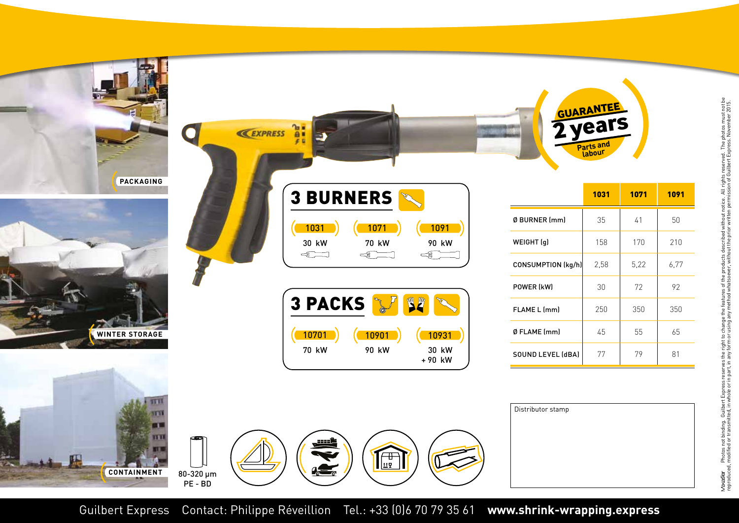PACKAGING

WINTER STORAGE

CONTAINMENT

EXPRESS

GUARANTEE
2 years
Parts and labour

## 3 BURNERS

| 1031 | 1071 | 1091 |
|---|---|---|
| 30 kW | 70 kW | 90 kW |

## 3 PACKS

| 10701 | 10901 | 10931 |
|---|---|---|
| 70 kW | 90 kW | 30 kW + 90 kW |

| | 1031 | 1071 | 1091 |
|---|---|---|---|
| Ø BURNER (mm) | 35 | 41 | 50 |
| WEIGHT (g) | 158 | 170 | 210 |
| CONSUMPTION (kg/h) | 2,58 | 5,22 | 6,77 |
| POWER (kW) | 30 | 72 | 92 |
| FLAME L (mm) | 250 | 350 | 350 |
| Ø FLAME (mm) | 45 | 55 | 65 |
| SOUND LEVEL (dBA) | 77 | 79 | 81 |

80-320 µm
PE - BD

Distributor stamp

Photos not binding. Guilbert Express reserves the right to change the features of the products described without notice. All rights reserved. The photos must not be reproduced, modified or transmitted, in whole or in part, in any form or using any method whatsoever, without the prior written permission of Guilbert Express. November 2015.

Guilbert Express Contact: Philippe Réveillion Tel.: +33 (0)6 70 79 35 61 **www.shrink-wrapping.express**